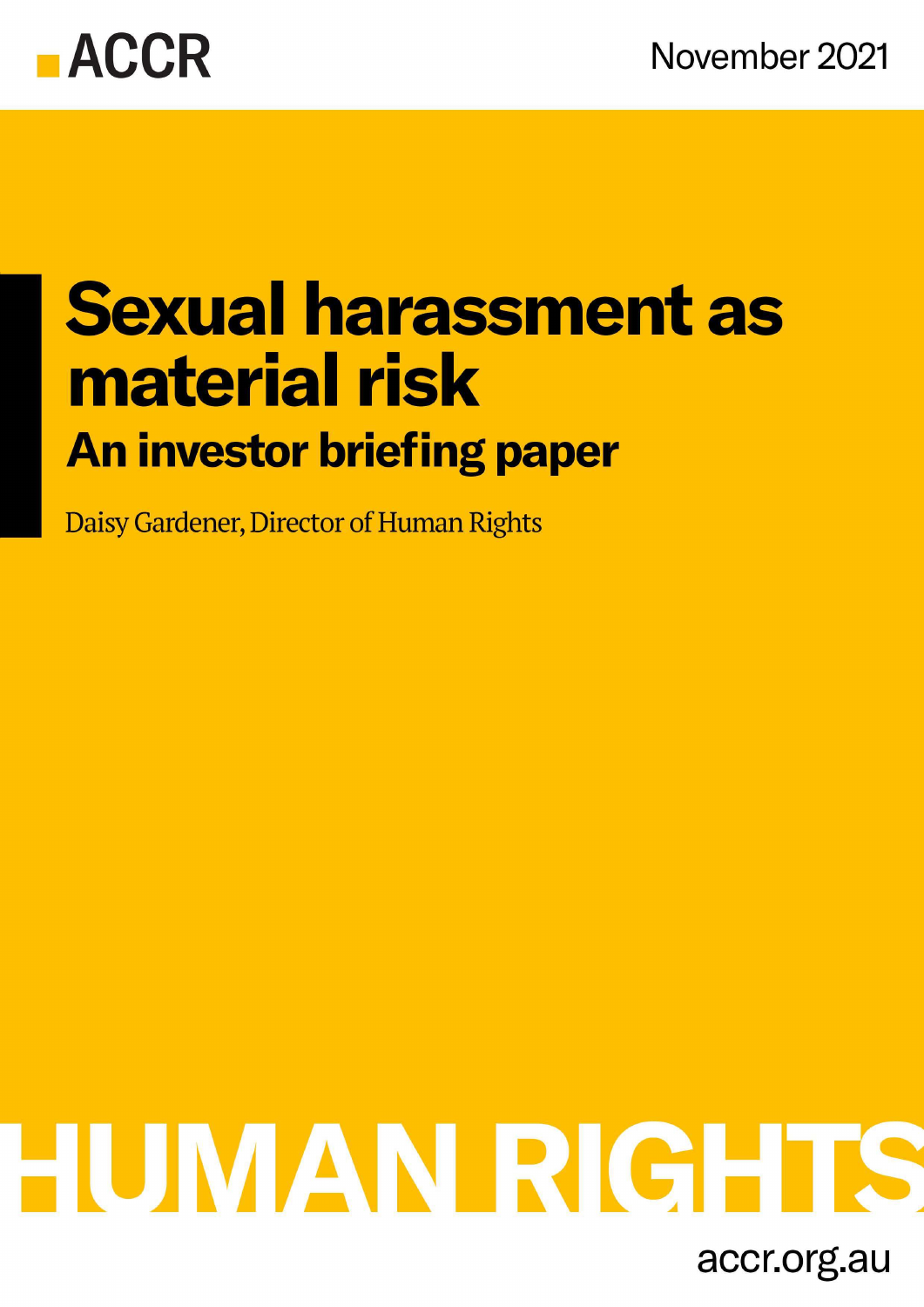ACCR

November 2021

# Sexual harassment as material risk

## An investor briefing paper

Daisy Gardener, Director of Human Rights

HUMAN RIGHTS

accr.org.au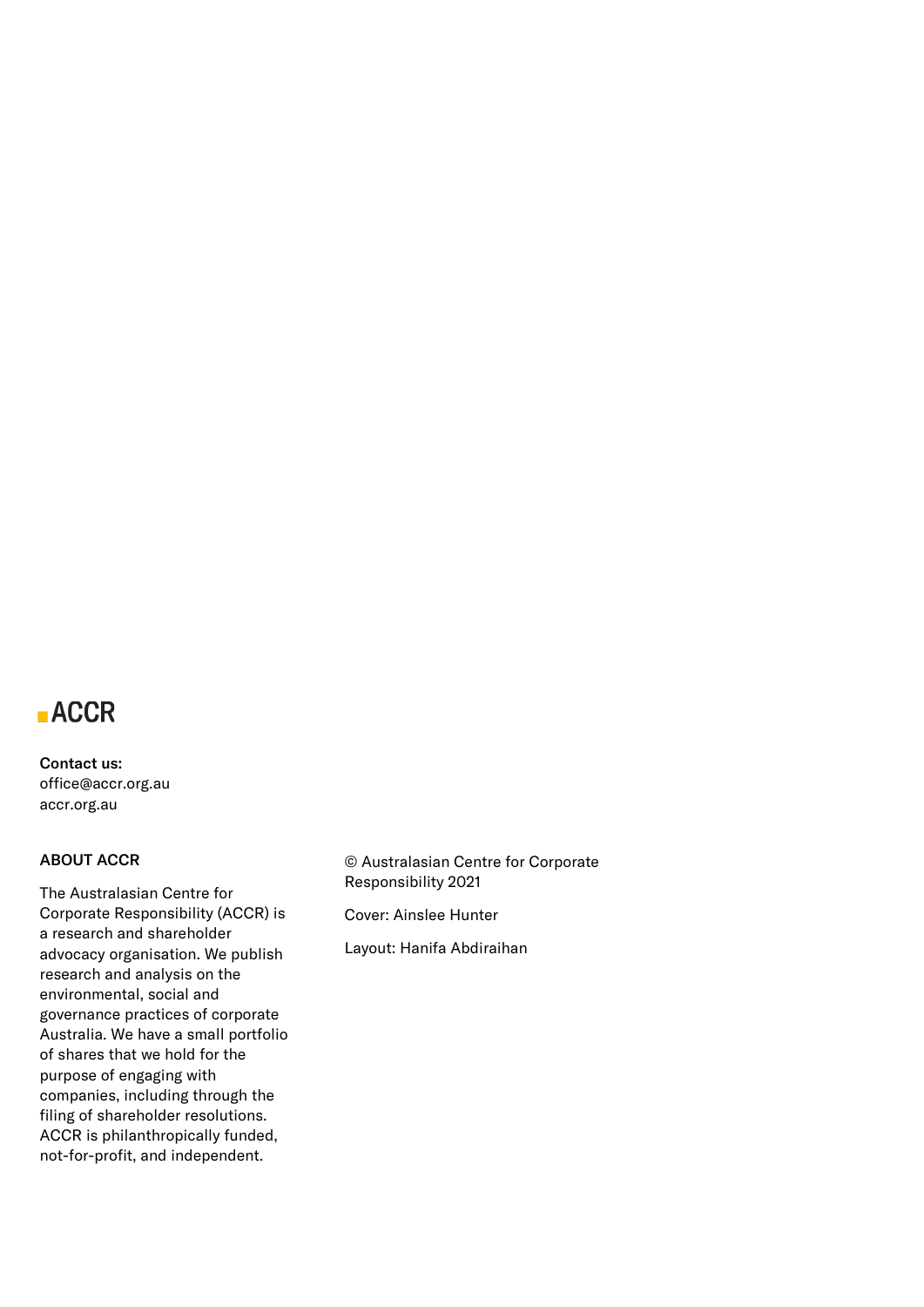ACCR

**Contact us:**
office@accr.org.au
accr.org.au

**ABOUT ACCR**

The Australasian Centre for Corporate Responsibility (ACCR) is a research and shareholder advocacy organisation. We publish research and analysis on the environmental, social and governance practices of corporate Australia. We have a small portfolio of shares that we hold for the purpose of engaging with companies, including through the filing of shareholder resolutions. ACCR is philanthropically funded, not-for-profit, and independent.

© Australasian Centre for Corporate Responsibility 2021

Cover: Ainslee Hunter

Layout: Hanifa Abdiraihan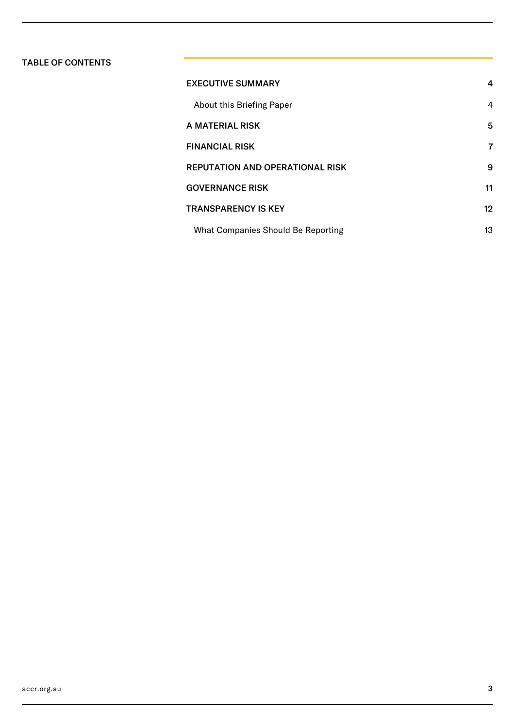## TABLE OF CONTENTS

| | |
|---|---|
| **EXECUTIVE SUMMARY** | **4** |
| About this Briefing Paper | 4 |
| **A MATERIAL RISK** | **5** |
| **FINANCIAL RISK** | **7** |
| **REPUTATION AND OPERATIONAL RISK** | **9** |
| **GOVERNANCE RISK** | **11** |
| **TRANSPARENCY IS KEY** | **12** |
| What Companies Should Be Reporting | 13 |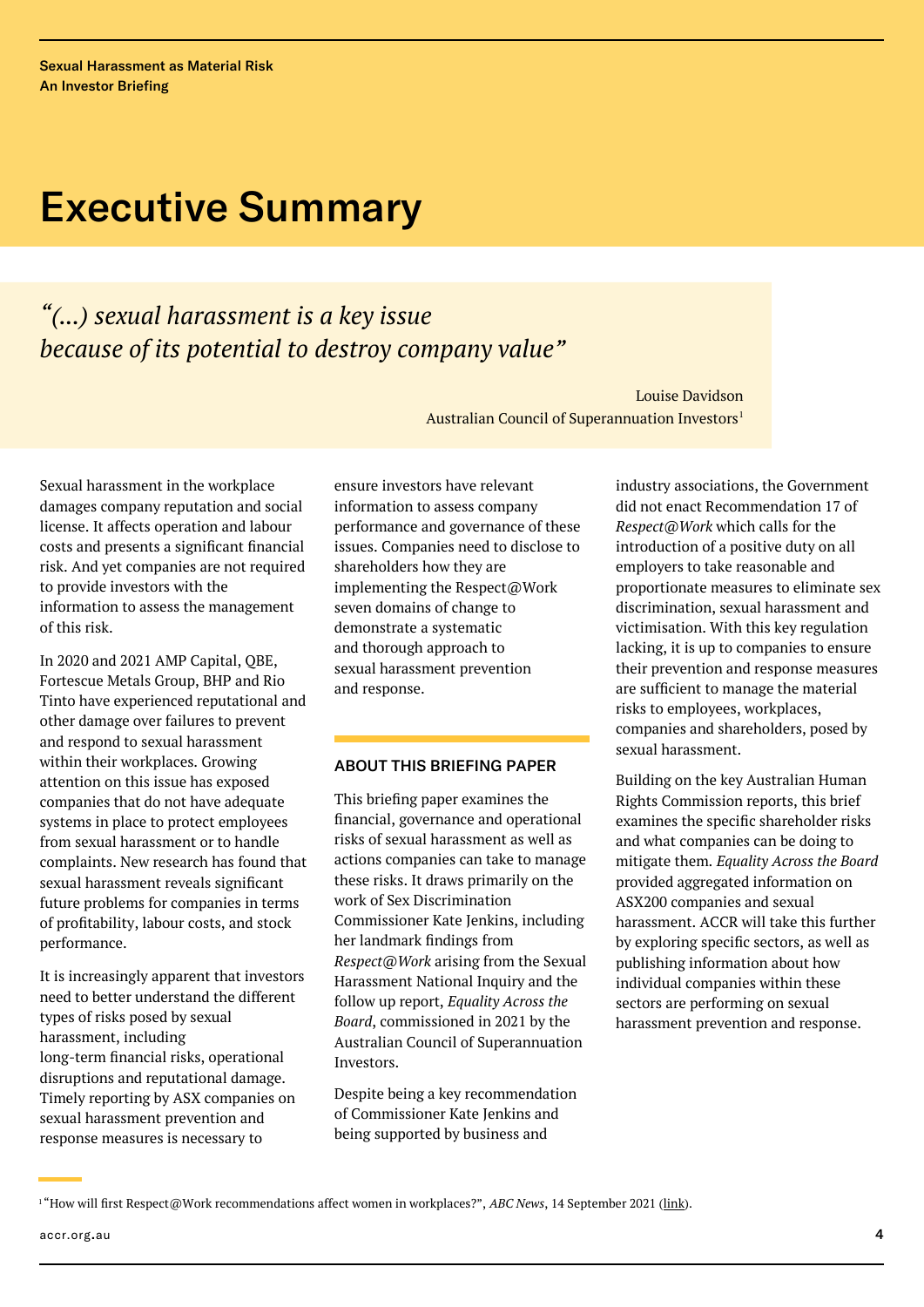# Executive Summary

> *"(...) sexual harassment is a key issue because of its potential to destroy company value"*
>
> Louise Davidson
> Australian Council of Superannuation Investors[1]

Sexual harassment in the workplace damages company reputation and social license. It affects operation and labour costs and presents a significant financial risk. And yet companies are not required to provide investors with the information to assess the management of this risk.

In 2020 and 2021 AMP Capital, QBE, Fortescue Metals Group, BHP and Rio Tinto have experienced reputational and other damage over failures to prevent and respond to sexual harassment within their workplaces. Growing attention on this issue has exposed companies that do not have adequate systems in place to protect employees from sexual harassment or to handle complaints. New research has found that sexual harassment reveals significant future problems for companies in terms of profitability, labour costs, and stock performance.

It is increasingly apparent that investors need to better understand the different types of risks posed by sexual harassment, including long-term financial risks, operational disruptions and reputational damage. Timely reporting by ASX companies on sexual harassment prevention and response measures is necessary to ensure investors have relevant information to assess company performance and governance of these issues. Companies need to disclose to shareholders how they are implementing the Respect@Work seven domains of change to demonstrate a systematic and thorough approach to sexual harassment prevention and response.

## ABOUT THIS BRIEFING PAPER

This briefing paper examines the financial, governance and operational risks of sexual harassment as well as actions companies can take to manage these risks. It draws primarily on the work of Sex Discrimination Commissioner Kate Jenkins, including her landmark findings from *Respect@Work* arising from the Sexual Harassment National Inquiry and the follow up report, *Equality Across the Board*, commissioned in 2021 by the Australian Council of Superannuation Investors.

Despite being a key recommendation of Commissioner Kate Jenkins and being supported by business and industry associations, the Government did not enact Recommendation 17 of *Respect@Work* which calls for the introduction of a positive duty on all employers to take reasonable and proportionate measures to eliminate sex discrimination, sexual harassment and victimisation. With this key regulation lacking, it is up to companies to ensure their prevention and response measures are sufficient to manage the material risks to employees, workplaces, companies and shareholders, posed by sexual harassment.

Building on the key Australian Human Rights Commission reports, this brief examines the specific shareholder risks and what companies can be doing to mitigate them. *Equality Across the Board* provided aggregated information on ASX200 companies and sexual harassment. ACCR will take this further by exploring specific sectors, as well as publishing information about how individual companies within these sectors are performing on sexual harassment prevention and response.

[1] "How will first Respect@Work recommendations affect women in workplaces?", *ABC News*, 14 September 2021 (link).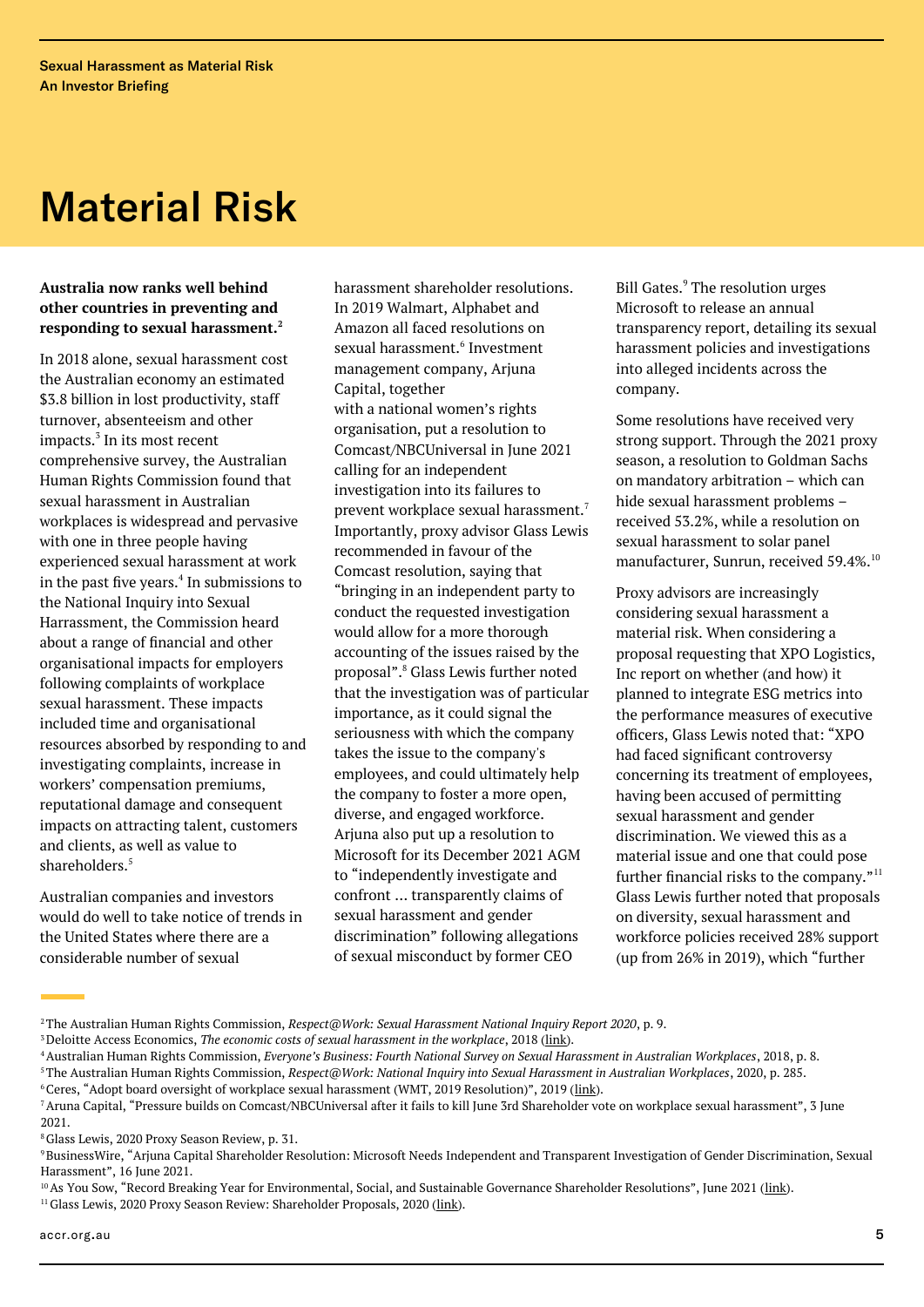# Material Risk

**Australia now ranks well behind other countries in preventing and responding to sexual harassment.**[2]

In 2018 alone, sexual harassment cost the Australian economy an estimated $3.8 billion in lost productivity, staff turnover, absenteeism and other impacts.[3] In its most recent comprehensive survey, the Australian Human Rights Commission found that sexual harassment in Australian workplaces is widespread and pervasive with one in three people having experienced sexual harassment at work in the past five years.[4] In submissions to the National Inquiry into Sexual Harrassment, the Commission heard about a range of financial and other organisational impacts for employers following complaints of workplace sexual harassment. These impacts included time and organisational resources absorbed by responding to and investigating complaints, increase in workers' compensation premiums, reputational damage and consequent impacts on attracting talent, customers and clients, as well as value to shareholders.[5]

Australian companies and investors would do well to take notice of trends in the United States where there are a considerable number of sexual harassment shareholder resolutions. In 2019 Walmart, Alphabet and Amazon all faced resolutions on sexual harassment.[6] Investment management company, Arjuna Capital, together with a national women's rights organisation, put a resolution to Comcast/NBCUniversal in June 2021 calling for an independent investigation into its failures to prevent workplace sexual harassment.[7] Importantly, proxy advisor Glass Lewis recommended in favour of the Comcast resolution, saying that "bringing in an independent party to conduct the requested investigation would allow for a more thorough accounting of the issues raised by the proposal".[8] Glass Lewis further noted that the investigation was of particular importance, as it could signal the seriousness with which the company takes the issue to the company's employees, and could ultimately help the company to foster a more open, diverse, and engaged workforce. Arjuna also put up a resolution to Microsoft for its December 2021 AGM to "independently investigate and confront ... transparently claims of sexual harassment and gender discrimination" following allegations of sexual misconduct by former CEO Bill Gates.[9] The resolution urges Microsoft to release an annual transparency report, detailing its sexual harassment policies and investigations into alleged incidents across the company.

Some resolutions have received very strong support. Through the 2021 proxy season, a resolution to Goldman Sachs on mandatory arbitration – which can hide sexual harassment problems – received 53.2%, while a resolution on sexual harassment to solar panel manufacturer, Sunrun, received 59.4%.[10]

Proxy advisors are increasingly considering sexual harassment a material risk. When considering a proposal requesting that XPO Logistics, Inc report on whether (and how) it planned to integrate ESG metrics into the performance measures of executive officers, Glass Lewis noted that: "XPO had faced significant controversy concerning its treatment of employees, having been accused of permitting sexual harassment and gender discrimination. We viewed this as a material issue and one that could pose further financial risks to the company."[11] Glass Lewis further noted that proposals on diversity, sexual harassment and workforce policies received 28% support (up from 26% in 2019), which "further

---

[2] The Australian Human Rights Commission, *Respect@Work: Sexual Harassment National Inquiry Report 2020*, p. 9.
[3] Deloitte Access Economics, *The economic costs of sexual harassment in the workplace*, 2018 (link).
[4] Australian Human Rights Commission, *Everyone's Business: Fourth National Survey on Sexual Harassment in Australian Workplaces*, 2018, p. 8.
[5] The Australian Human Rights Commission, *Respect@Work: National Inquiry into Sexual Harassment in Australian Workplaces*, 2020, p. 285.
[6] Ceres, "Adopt board oversight of workplace sexual harassment (WMT, 2019 Resolution)", 2019 (link).
[7] Aruna Capital, "Pressure builds on Comcast/NBCUniversal after it fails to kill June 3rd Shareholder vote on workplace sexual harassment", 3 June 2021.
[8] Glass Lewis, 2020 Proxy Season Review, p. 31.
[9] BusinessWire, "Arjuna Capital Shareholder Resolution: Microsoft Needs Independent and Transparent Investigation of Gender Discrimination, Sexual Harassment", 16 June 2021.
[10] As You Sow, "Record Breaking Year for Environmental, Social, and Sustainable Governance Shareholder Resolutions", June 2021 (link).
[11] Glass Lewis, 2020 Proxy Season Review: Shareholder Proposals, 2020 (link).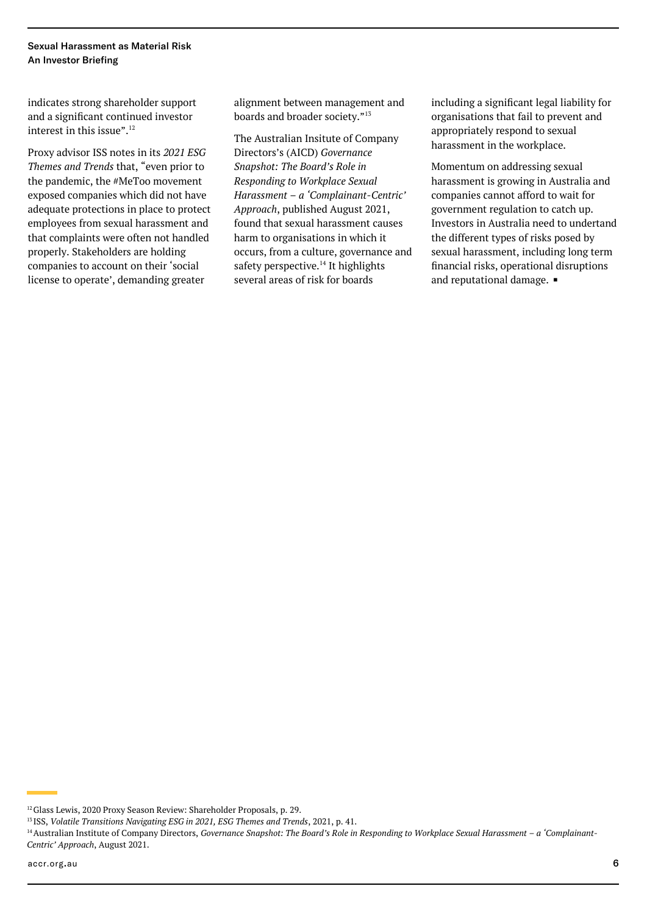indicates strong shareholder support and a significant continued investor interest in this issue".[12]

Proxy advisor ISS notes in its *2021 ESG Themes and Trends* that, "even prior to the pandemic, the #MeToo movement exposed companies which did not have adequate protections in place to protect employees from sexual harassment and that complaints were often not handled properly. Stakeholders are holding companies to account on their 'social license to operate', demanding greater alignment between management and boards and broader society."[13]

The Australian Insitute of Company Directors's (AICD) *Governance Snapshot: The Board's Role in Responding to Workplace Sexual Harassment – a 'Complainant-Centric' Approach*, published August 2021, found that sexual harassment causes harm to organisations in which it occurs, from a culture, governance and safety perspective.[14] It highlights several areas of risk for boards including a significant legal liability for organisations that fail to prevent and appropriately respond to sexual harassment in the workplace.

Momentum on addressing sexual harassment is growing in Australia and companies cannot afford to wait for government regulation to catch up. Investors in Australia need to undertand the different types of risks posed by sexual harassment, including long term financial risks, operational disruptions and reputational damage. ▪

---

[12] Glass Lewis, 2020 Proxy Season Review: Shareholder Proposals, p. 29.

[13] ISS, *Volatile Transitions Navigating ESG in 2021, ESG Themes and Trends*, 2021, p. 41.

[14] Australian Institute of Company Directors, *Governance Snapshot: The Board's Role in Responding to Workplace Sexual Harassment – a 'Complainant-Centric' Approach*, August 2021.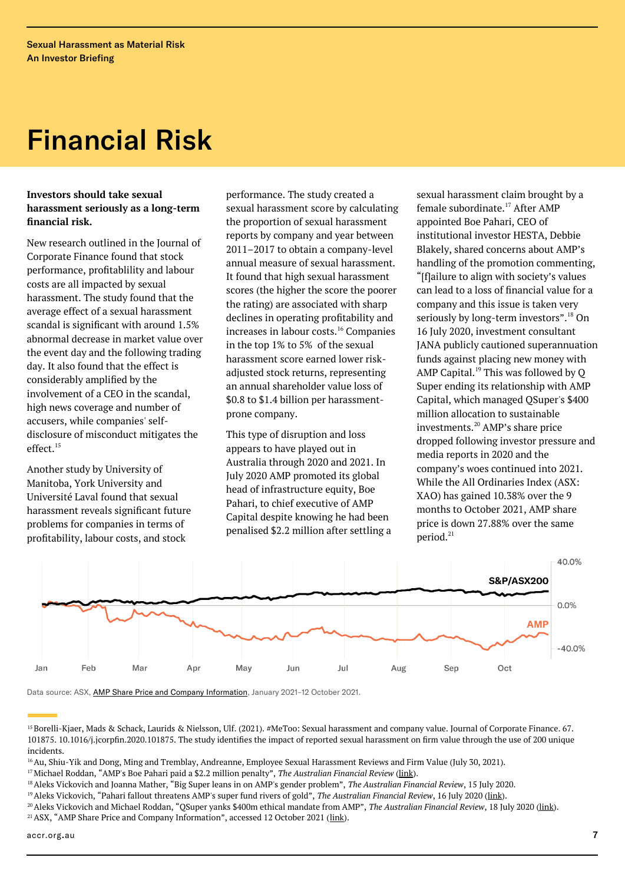# Financial Risk

**Investors should take sexual harassment seriously as a long-term financial risk.**

New research outlined in the Journal of Corporate Finance found that stock performance, profitablility and labour costs are all impacted by sexual harassment. The study found that the average effect of a sexual harassment scandal is significant with around 1.5% abnormal decrease in market value over the event day and the following trading day. It also found that the effect is considerably amplified by the involvement of a CEO in the scandal, high news coverage and number of accusers, while companies' self-disclosure of misconduct mitigates the effect.[15]

Another study by University of Manitoba, York University and Université Laval found that sexual harassment reveals significant future problems for companies in terms of profitability, labour costs, and stock performance. The study created a sexual harassment score by calculating the proportion of sexual harassment reports by company and year between 2011–2017 to obtain a company-level annual measure of sexual harassment. It found that high sexual harassment scores (the higher the score the poorer the rating) are associated with sharp declines in operating profitability and increases in labour costs.[16] Companies in the top 1% to 5% of the sexual harassment score earned lower risk-adjusted stock returns, representing an annual shareholder value loss of $0.8 to $1.4 billion per harassment-prone company.

This type of disruption and loss appears to have played out in Australia through 2020 and 2021. In July 2020 AMP promoted its global head of infrastructure equity, Boe Pahari, to chief executive of AMP Capital despite knowing he had been penalised $2.2 million after settling a sexual harassment claim brought by a female subordinate.[17] After AMP appointed Boe Pahari, CEO of institutional investor HESTA, Debbie Blakely, shared concerns about AMP's handling of the promotion commenting, "[f]ailure to align with society's values can lead to a loss of financial value for a company and this issue is taken very seriously by long-term investors".[18] On 16 July 2020, investment consultant JANA publicly cautioned superannuation funds against placing new money with AMP Capital.[19] This was followed by Q Super ending its relationship with AMP Capital, which managed QSuper's $400 million allocation to sustainable investments.[20] AMP's share price dropped following investor pressure and media reports in 2020 and the company's woes continued into 2021. While the All Ordinaries Index (ASX: XAO) has gained 10.38% over the 9 months to October 2021, AMP share price is down 27.88% over the same period.[21]

Data source: ASX, AMP Share Price and Company Information, January 2021–12 October 2021.

[15] Borelli-Kjaer, Mads & Schack, Laurids & Nielsson, Ulf. (2021). #MeToo: Sexual harassment and company value. Journal of Corporate Finance. 67. 101875. 10.1016/j.jcorpfin.2020.101875. The study identifies the impact of reported sexual harassment on firm value through the use of 200 unique incidents.

[16] Au, Shiu-Yik and Dong, Ming and Tremblay, Andreanne, Employee Sexual Harassment Reviews and Firm Value (July 30, 2021).

[17] Michael Roddan, "AMP's Boe Pahari paid a $2.2 million penalty", *The Australian Financial Review* (link).

[18] Aleks Vickovich and Joanna Mather, "Big Super leans in on AMP's gender problem", *The Australian Financial Review*, 15 July 2020.

[19] Aleks Vickovich, "Pahari fallout threatens AMP's super fund rivers of gold", *The Australian Financial Review*, 16 July 2020 (link).

[20] Aleks Vickovich and Michael Roddan, "QSuper yanks $400m ethical mandate from AMP", *The Australian Financial Review*, 18 July 2020 (link).

[21] ASX, "AMP Share Price and Company Information", accessed 12 October 2021 (link).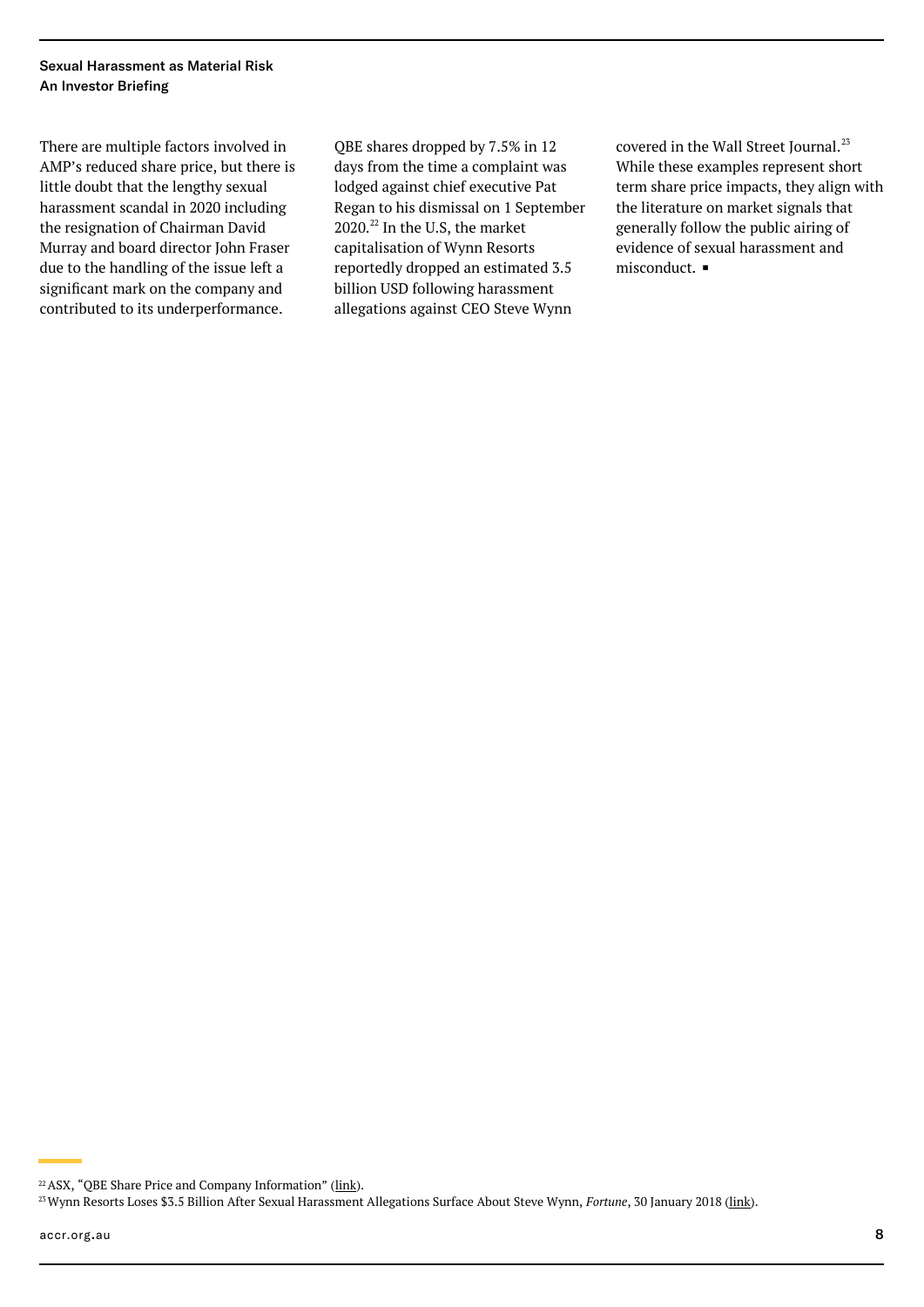There are multiple factors involved in AMP's reduced share price, but there is little doubt that the lengthy sexual harassment scandal in 2020 including the resignation of Chairman David Murray and board director John Fraser due to the handling of the issue left a significant mark on the company and contributed to its underperformance.

QBE shares dropped by 7.5% in 12 days from the time a complaint was lodged against chief executive Pat Regan to his dismissal on 1 September 2020.[22] In the U.S, the market capitalisation of Wynn Resorts reportedly dropped an estimated 3.5 billion USD following harassment allegations against CEO Steve Wynn covered in the Wall Street Journal.[23] While these examples represent short term share price impacts, they align with the literature on market signals that generally follow the public airing of evidence of sexual harassment and misconduct. ▪

---

[22] ASX, "QBE Share Price and Company Information" (link).

[23] Wynn Resorts Loses $3.5 Billion After Sexual Harassment Allegations Surface About Steve Wynn, *Fortune*, 30 January 2018 (link).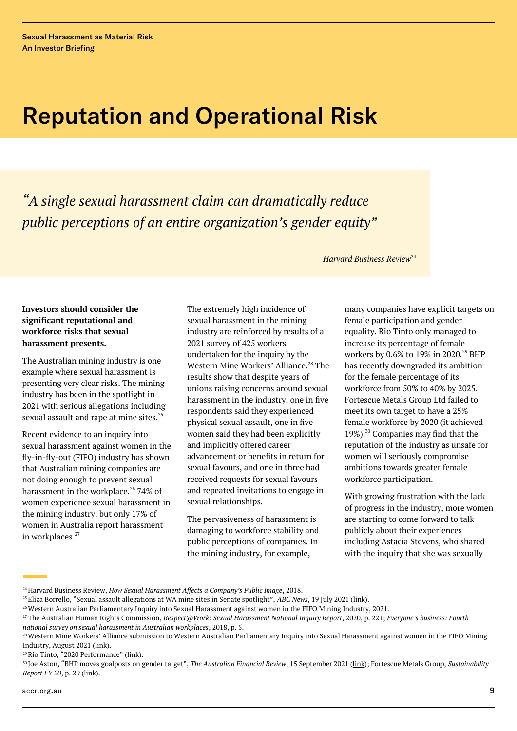# Reputation and Operational Risk

> *"A single sexual harassment claim can dramatically reduce public perceptions of an entire organization's gender equity"*
>
> *Harvard Business Review*[24]

**Investors should consider the significant reputational and workforce risks that sexual harassment presents.**

The Australian mining industry is one example where sexual harassment is presenting very clear risks. The mining industry has been in the spotlight in 2021 with serious allegations including sexual assault and rape at mine sites.[25]

Recent evidence to an inquiry into sexual harassment against women in the fly-in-fly-out (FIFO) industry has shown that Australian mining companies are not doing enough to prevent sexual harassment in the workplace.[26] 74% of women experience sexual harassment in the mining industry, but only 17% of women in Australia report harassment in workplaces.[27]

The extremely high incidence of sexual harassment in the mining industry are reinforced by results of a 2021 survey of 425 workers undertaken for the inquiry by the Western Mine Workers' Alliance.[28] The results show that despite years of unions raising concerns around sexual harassment in the industry, one in five respondents said they experienced physical sexual assault, one in five women said they had been explicitly and implicitly offered career advancement or benefits in return for sexual favours, and one in three had received requests for sexual favours and repeated invitations to engage in sexual relationships.

The pervasiveness of harassment is damaging to workforce stability and public perceptions of companies. In the mining industry, for example, many companies have explicit targets on female participation and gender equality. Rio Tinto only managed to increase its percentage of female workers by 0.6% to 19% in 2020.[29] BHP has recently downgraded its ambition for the female percentage of its workforce from 50% to 40% by 2025. Fortescue Metals Group Ltd failed to meet its own target to have a 25% female workforce by 2020 (it achieved 19%).[30] Companies may find that the reputation of the industry as unsafe for women will seriously compromise ambitions towards greater female workforce participation.

With growing frustration with the lack of progress in the industry, more women are starting to come forward to talk publicly about their experiences including Astacia Stevens, who shared with the inquiry that she was sexually

---

[24] Harvard Business Review, *How Sexual Harassment Affects a Company's Public Image*, 2018.

[25] Eliza Borrello, "Sexual assault allegations at WA mine sites in Senate spotlight", *ABC News*, 19 July 2021 (link).

[26] Western Australian Parliamentary Inquiry into Sexual Harassment against women in the FIFO Mining Industry, 2021.

[27] The Australian Human Rights Commission, *Respect@Work: Sexual Harassment National Inquiry Report*, 2020, p. 221; *Everyone's business: Fourth national survey on sexual harassment in Australian workplaces*, 2018, p. 5.

[28] Western Mine Workers' Alliance submission to Western Australian Parliamentary Inquiry into Sexual Harassment against women in the FIFO Mining Industry, August 2021 (link).

[29] Rio Tinto, "2020 Performance" (link).

[30] Joe Aston, "BHP moves goalposts on gender target", *The Australian Financial Review*, 15 September 2021 (link); Fortescue Metals Group, *Sustainability Report FY 20*, p. 29 (link).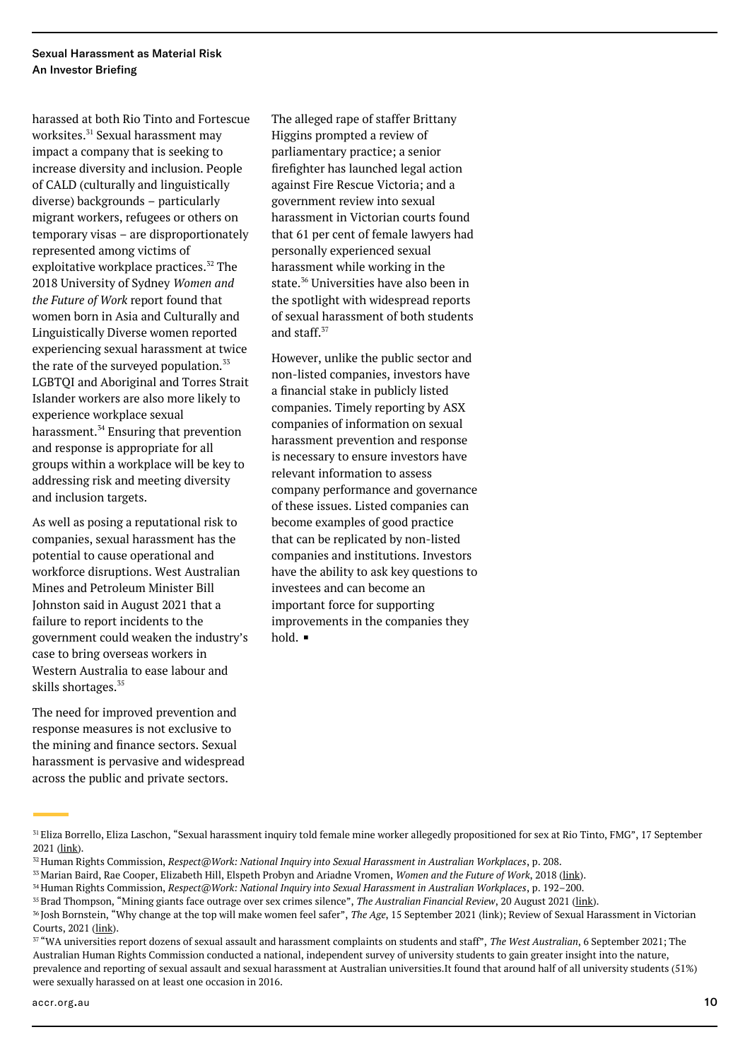harassed at both Rio Tinto and Fortescue worksites.[31] Sexual harassment may impact a company that is seeking to increase diversity and inclusion. People of CALD (culturally and linguistically diverse) backgrounds – particularly migrant workers, refugees or others on temporary visas – are disproportionately represented among victims of exploitative workplace practices.[32] The 2018 University of Sydney *Women and the Future of Work* report found that women born in Asia and Culturally and Linguistically Diverse women reported experiencing sexual harassment at twice the rate of the surveyed population.[33] LGBTQI and Aboriginal and Torres Strait Islander workers are also more likely to experience workplace sexual harassment.[34] Ensuring that prevention and response is appropriate for all groups within a workplace will be key to addressing risk and meeting diversity and inclusion targets.

As well as posing a reputational risk to companies, sexual harassment has the potential to cause operational and workforce disruptions. West Australian Mines and Petroleum Minister Bill Johnston said in August 2021 that a failure to report incidents to the government could weaken the industry's case to bring overseas workers in Western Australia to ease labour and skills shortages.[35]

The need for improved prevention and response measures is not exclusive to the mining and finance sectors. Sexual harassment is pervasive and widespread across the public and private sectors.

The alleged rape of staffer Brittany Higgins prompted a review of parliamentary practice; a senior firefighter has launched legal action against Fire Rescue Victoria; and a government review into sexual harassment in Victorian courts found that 61 per cent of female lawyers had personally experienced sexual harassment while working in the state.[36] Universities have also been in the spotlight with widespread reports of sexual harassment of both students and staff.[37]

However, unlike the public sector and non-listed companies, investors have a financial stake in publicly listed companies. Timely reporting by ASX companies of information on sexual harassment prevention and response is necessary to ensure investors have relevant information to assess company performance and governance of these issues. Listed companies can become examples of good practice that can be replicated by non-listed companies and institutions. Investors have the ability to ask key questions to investees and can become an important force for supporting improvements in the companies they hold. ▪

---

[31] Eliza Borrello, Eliza Laschon, "Sexual harassment inquiry told female mine worker allegedly propositioned for sex at Rio Tinto, FMG", 17 September 2021 (link).

[32] Human Rights Commission, *Respect@Work: National Inquiry into Sexual Harassment in Australian Workplaces*, p. 208.

[33] Marian Baird, Rae Cooper, Elizabeth Hill, Elspeth Probyn and Ariadne Vromen, *Women and the Future of Work*, 2018 (link).

[34] Human Rights Commission, *Respect@Work: National Inquiry into Sexual Harassment in Australian Workplaces*, p. 192–200.

[35] Brad Thompson, "Mining giants face outrage over sex crimes silence", *The Australian Financial Review*, 20 August 2021 (link).

[36] Josh Bornstein, "Why change at the top will make women feel safer", *The Age*, 15 September 2021 (link); Review of Sexual Harassment in Victorian Courts, 2021 (link).

[37] "WA universities report dozens of sexual assault and harassment complaints on students and staff", *The West Australian*, 6 September 2021; The Australian Human Rights Commission conducted a national, independent survey of university students to gain greater insight into the nature, prevalence and reporting of sexual assault and sexual harassment at Australian universities.It found that around half of all university students (51%) were sexually harassed on at least one occasion in 2016.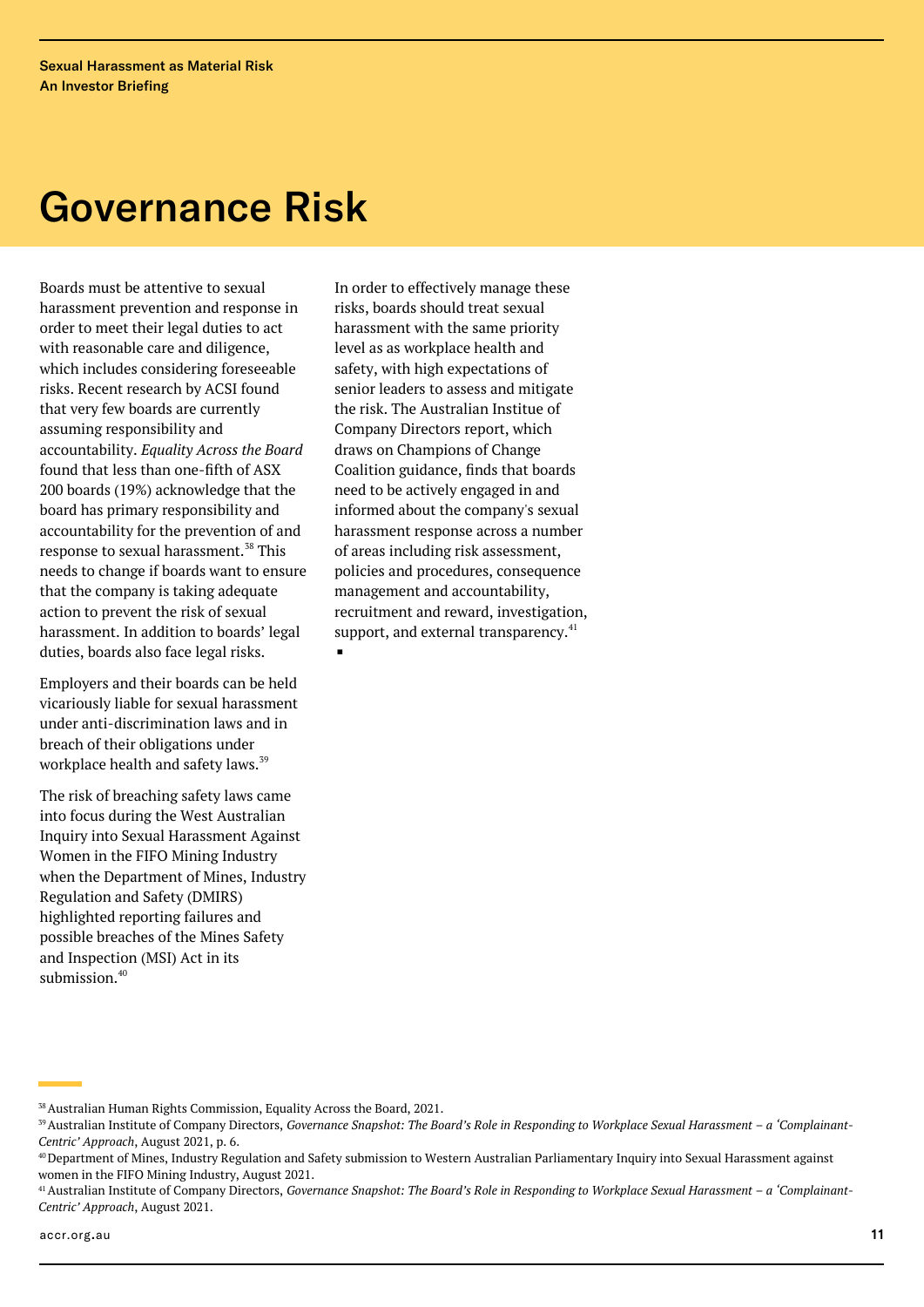# Governance Risk

Boards must be attentive to sexual harassment prevention and response in order to meet their legal duties to act with reasonable care and diligence, which includes considering foreseeable risks. Recent research by ACSI found that very few boards are currently assuming responsibility and accountability. *Equality Across the Board* found that less than one-fifth of ASX 200 boards (19%) acknowledge that the board has primary responsibility and accountability for the prevention of and response to sexual harassment.[38] This needs to change if boards want to ensure that the company is taking adequate action to prevent the risk of sexual harassment. In addition to boards' legal duties, boards also face legal risks.

Employers and their boards can be held vicariously liable for sexual harassment under anti-discrimination laws and in breach of their obligations under workplace health and safety laws.[39]

The risk of breaching safety laws came into focus during the West Australian Inquiry into Sexual Harassment Against Women in the FIFO Mining Industry when the Department of Mines, Industry Regulation and Safety (DMIRS) highlighted reporting failures and possible breaches of the Mines Safety and Inspection (MSI) Act in its submission.[40]

In order to effectively manage these risks, boards should treat sexual harassment with the same priority level as as workplace health and safety, with high expectations of senior leaders to assess and mitigate the risk. The Australian Institue of Company Directors report, which draws on Champions of Change Coalition guidance, finds that boards need to be actively engaged in and informed about the company's sexual harassment response across a number of areas including risk assessment, policies and procedures, consequence management and accountability, recruitment and reward, investigation, support, and external transparency.[41] ▪

---

[38] Australian Human Rights Commission, Equality Across the Board, 2021.

[39] Australian Institute of Company Directors, *Governance Snapshot: The Board's Role in Responding to Workplace Sexual Harassment – a 'Complainant-Centric' Approach*, August 2021, p. 6.

[40] Department of Mines, Industry Regulation and Safety submission to Western Australian Parliamentary Inquiry into Sexual Harassment against women in the FIFO Mining Industry, August 2021.

[41] Australian Institute of Company Directors, *Governance Snapshot: The Board's Role in Responding to Workplace Sexual Harassment – a 'Complainant-Centric' Approach*, August 2021.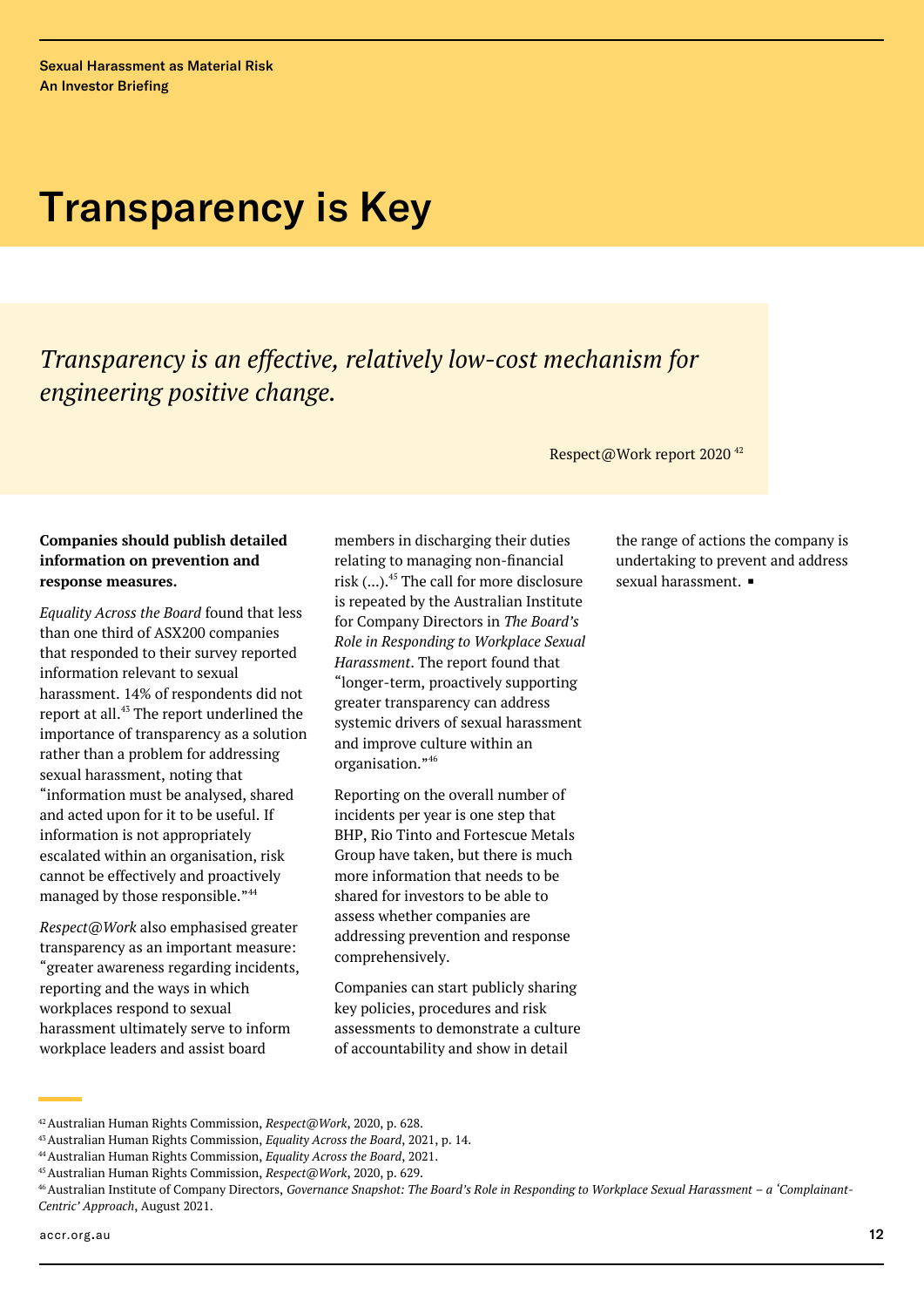# Transparency is Key

> *Transparency is an effective, relatively low-cost mechanism for engineering positive change.*
>
> Respect@Work report 2020 [42]

**Companies should publish detailed information on prevention and response measures.**

*Equality Across the Board* found that less than one third of ASX200 companies that responded to their survey reported information relevant to sexual harassment. 14% of respondents did not report at all.[43] The report underlined the importance of transparency as a solution rather than a problem for addressing sexual harassment, noting that "information must be analysed, shared and acted upon for it to be useful. If information is not appropriately escalated within an organisation, risk cannot be effectively and proactively managed by those responsible."[44]

*Respect@Work* also emphasised greater transparency as an important measure: "greater awareness regarding incidents, reporting and the ways in which workplaces respond to sexual harassment ultimately serve to inform workplace leaders and assist board members in discharging their duties relating to managing non-financial risk (...).[45] The call for more disclosure is repeated by the Australian Institute for Company Directors in *The Board's Role in Responding to Workplace Sexual Harassment*. The report found that "longer-term, proactively supporting greater transparency can address systemic drivers of sexual harassment and improve culture within an organisation."[46]

Reporting on the overall number of incidents per year is one step that BHP, Rio Tinto and Fortescue Metals Group have taken, but there is much more information that needs to be shared for investors to be able to assess whether companies are addressing prevention and response comprehensively.

Companies can start publicly sharing key policies, procedures and risk assessments to demonstrate a culture of accountability and show in detail the range of actions the company is undertaking to prevent and address sexual harassment. ▪

---

[42] Australian Human Rights Commission, *Respect@Work*, 2020, p. 628.

[43] Australian Human Rights Commission, *Equality Across the Board*, 2021, p. 14.

[44] Australian Human Rights Commission, *Equality Across the Board*, 2021.

[45] Australian Human Rights Commission, *Respect@Work*, 2020, p. 629.

[46] Australian Institute of Company Directors, *Governance Snapshot: The Board's Role in Responding to Workplace Sexual Harassment – a 'Complainant-Centric' Approach*, August 2021.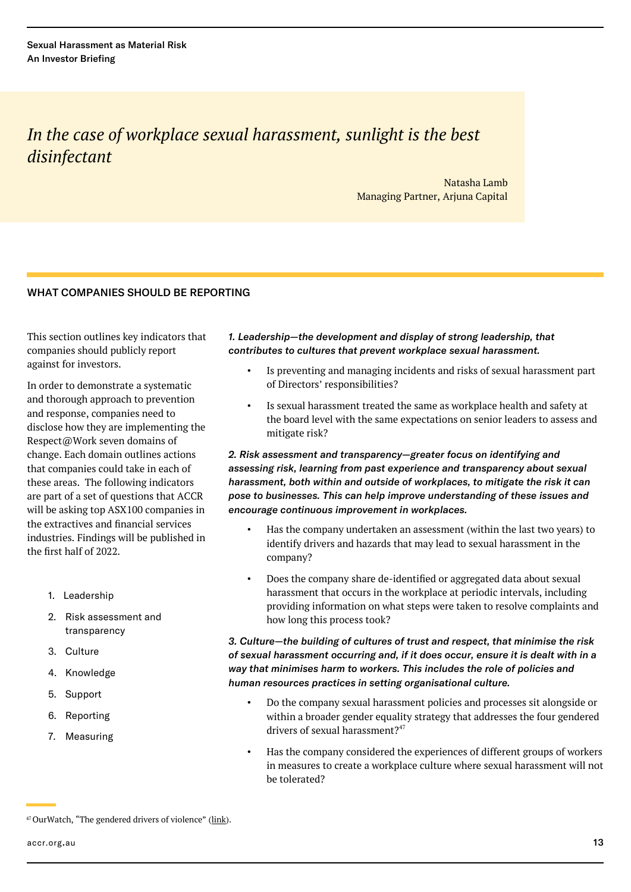> *In the case of workplace sexual harassment, sunlight is the best disinfectant*
>
> Natasha Lamb
> Managing Partner, Arjuna Capital

## WHAT COMPANIES SHOULD BE REPORTING

This section outlines key indicators that companies should publicly report against for investors.

In order to demonstrate a systematic and thorough approach to prevention and response, companies need to disclose how they are implementing the Respect@Work seven domains of change. Each domain outlines actions that companies could take in each of these areas. The following indicators are part of a set of questions that ACCR will be asking top ASX100 companies in the extractives and financial services industries. Findings will be published in the first half of 2022.

1. Leadership
2. Risk assessment and transparency
3. Culture
4. Knowledge
5. Support
6. Reporting
7. Measuring

***1. Leadership—the development and display of strong leadership, that contributes to cultures that prevent workplace sexual harassment.***

- Is preventing and managing incidents and risks of sexual harassment part of Directors' responsibilities?
- Is sexual harassment treated the same as workplace health and safety at the board level with the same expectations on senior leaders to assess and mitigate risk?

***2. Risk assessment and transparency—greater focus on identifying and assessing risk, learning from past experience and transparency about sexual harassment, both within and outside of workplaces, to mitigate the risk it can pose to businesses. This can help improve understanding of these issues and encourage continuous improvement in workplaces.***

- Has the company undertaken an assessment (within the last two years) to identify drivers and hazards that may lead to sexual harassment in the company?
- Does the company share de-identified or aggregated data about sexual harassment that occurs in the workplace at periodic intervals, including providing information on what steps were taken to resolve complaints and how long this process took?

***3. Culture—the building of cultures of trust and respect, that minimise the risk of sexual harassment occurring and, if it does occur, ensure it is dealt with in a way that minimises harm to workers. This includes the role of policies and human resources practices in setting organisational culture.***

- Do the company sexual harassment policies and processes sit alongside or within a broader gender equality strategy that addresses the four gendered drivers of sexual harassment?[47]
- Has the company considered the experiences of different groups of workers in measures to create a workplace culture where sexual harassment will not be tolerated?

[47] OurWatch, "The gendered drivers of violence" (link).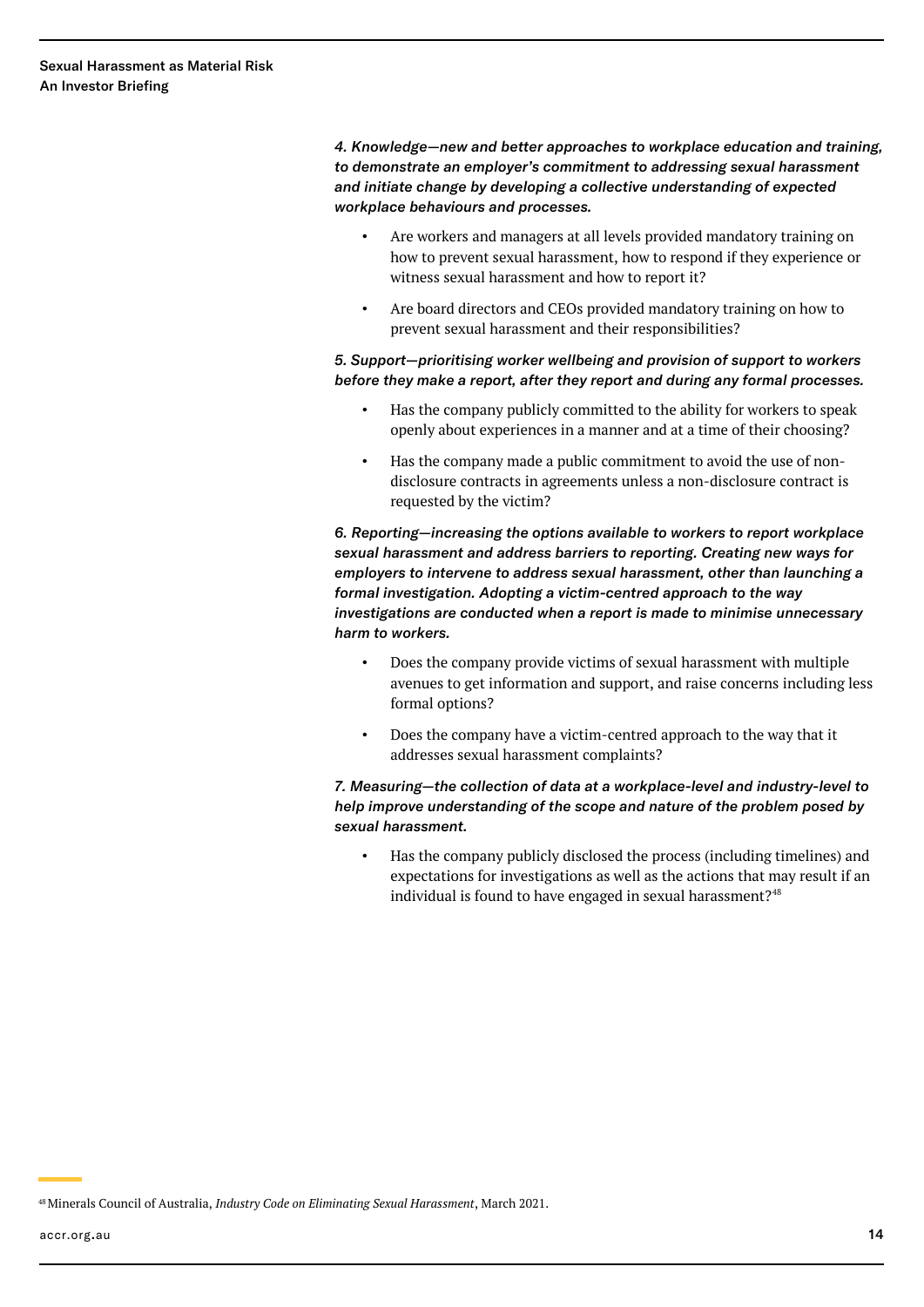*4. Knowledge—new and better approaches to workplace education and training, to demonstrate an employer's commitment to addressing sexual harassment and initiate change by developing a collective understanding of expected workplace behaviours and processes.*

- Are workers and managers at all levels provided mandatory training on how to prevent sexual harassment, how to respond if they experience or witness sexual harassment and how to report it?
- Are board directors and CEOs provided mandatory training on how to prevent sexual harassment and their responsibilities?

*5. Support—prioritising worker wellbeing and provision of support to workers before they make a report, after they report and during any formal processes.*

- Has the company publicly committed to the ability for workers to speak openly about experiences in a manner and at a time of their choosing?
- Has the company made a public commitment to avoid the use of non-disclosure contracts in agreements unless a non-disclosure contract is requested by the victim?

*6. Reporting—increasing the options available to workers to report workplace sexual harassment and address barriers to reporting. Creating new ways for employers to intervene to address sexual harassment, other than launching a formal investigation. Adopting a victim-centred approach to the way investigations are conducted when a report is made to minimise unnecessary harm to workers.*

- Does the company provide victims of sexual harassment with multiple avenues to get information and support, and raise concerns including less formal options?
- Does the company have a victim-centred approach to the way that it addresses sexual harassment complaints?

*7. Measuring—the collection of data at a workplace-level and industry-level to help improve understanding of the scope and nature of the problem posed by sexual harassment.*

- Has the company publicly disclosed the process (including timelines) and expectations for investigations as well as the actions that may result if an individual is found to have engaged in sexual harassment?[48]

[48] Minerals Council of Australia, *Industry Code on Eliminating Sexual Harassment*, March 2021.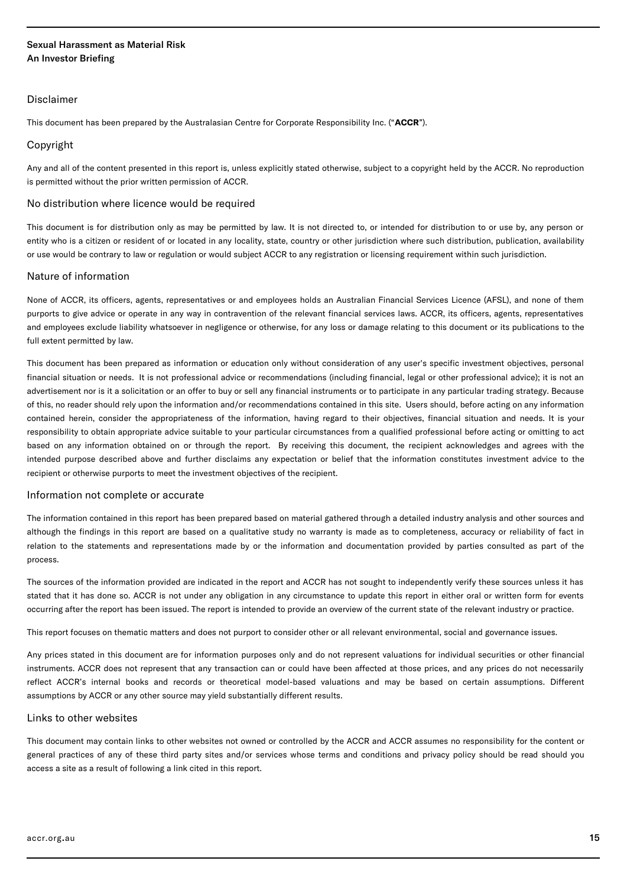## Disclaimer

This document has been prepared by the Australasian Centre for Corporate Responsibility Inc. ("**ACCR**").

## Copyright

Any and all of the content presented in this report is, unless explicitly stated otherwise, subject to a copyright held by the ACCR. No reproduction is permitted without the prior written permission of ACCR.

## No distribution where licence would be required

This document is for distribution only as may be permitted by law. It is not directed to, or intended for distribution to or use by, any person or entity who is a citizen or resident of or located in any locality, state, country or other jurisdiction where such distribution, publication, availability or use would be contrary to law or regulation or would subject ACCR to any registration or licensing requirement within such jurisdiction.

## Nature of information

None of ACCR, its officers, agents, representatives or and employees holds an Australian Financial Services Licence (AFSL), and none of them purports to give advice or operate in any way in contravention of the relevant financial services laws. ACCR, its officers, agents, representatives and employees exclude liability whatsoever in negligence or otherwise, for any loss or damage relating to this document or its publications to the full extent permitted by law.

This document has been prepared as information or education only without consideration of any user's specific investment objectives, personal financial situation or needs. It is not professional advice or recommendations (including financial, legal or other professional advice); it is not an advertisement nor is it a solicitation or an offer to buy or sell any financial instruments or to participate in any particular trading strategy. Because of this, no reader should rely upon the information and/or recommendations contained in this site. Users should, before acting on any information contained herein, consider the appropriateness of the information, having regard to their objectives, financial situation and needs. It is your responsibility to obtain appropriate advice suitable to your particular circumstances from a qualified professional before acting or omitting to act based on any information obtained on or through the report. By receiving this document, the recipient acknowledges and agrees with the intended purpose described above and further disclaims any expectation or belief that the information constitutes investment advice to the recipient or otherwise purports to meet the investment objectives of the recipient.

## Information not complete or accurate

The information contained in this report has been prepared based on material gathered through a detailed industry analysis and other sources and although the findings in this report are based on a qualitative study no warranty is made as to completeness, accuracy or reliability of fact in relation to the statements and representations made by or the information and documentation provided by parties consulted as part of the process.

The sources of the information provided are indicated in the report and ACCR has not sought to independently verify these sources unless it has stated that it has done so. ACCR is not under any obligation in any circumstance to update this report in either oral or written form for events occurring after the report has been issued. The report is intended to provide an overview of the current state of the relevant industry or practice.

This report focuses on thematic matters and does not purport to consider other or all relevant environmental, social and governance issues.

Any prices stated in this document are for information purposes only and do not represent valuations for individual securities or other financial instruments. ACCR does not represent that any transaction can or could have been affected at those prices, and any prices do not necessarily reflect ACCR's internal books and records or theoretical model-based valuations and may be based on certain assumptions. Different assumptions by ACCR or any other source may yield substantially different results.

## Links to other websites

This document may contain links to other websites not owned or controlled by the ACCR and ACCR assumes no responsibility for the content or general practices of any of these third party sites and/or services whose terms and conditions and privacy policy should be read should you access a site as a result of following a link cited in this report.